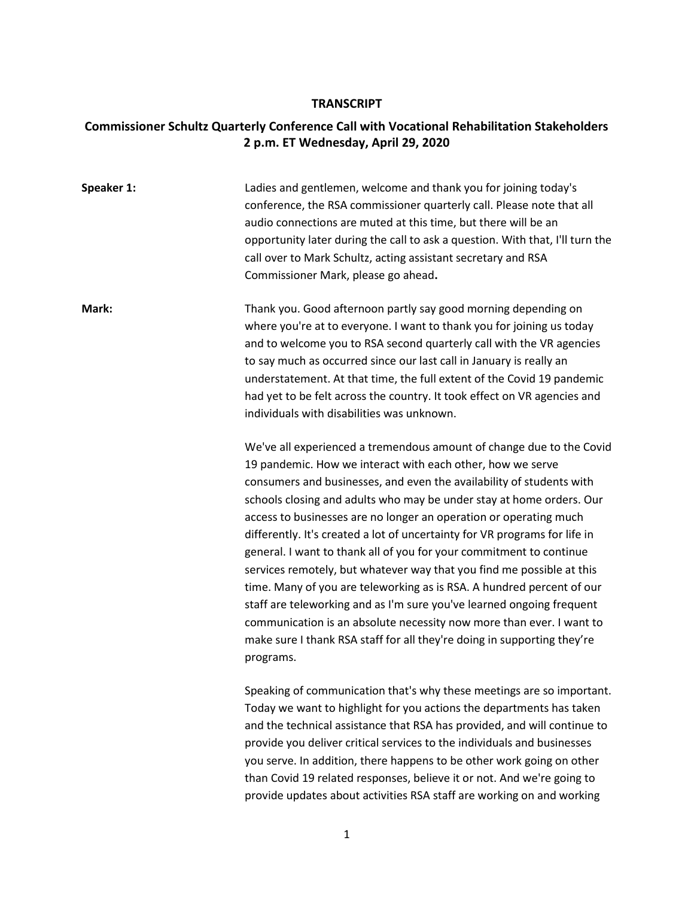**TRANSCRIPT**

**Commissioner Schultz Quarterly Conference Call with Vocational Rehabilitation Stakeholders**
**2 p.m. ET Wednesday, April 29, 2020**

**Speaker 1:** Ladies and gentlemen, welcome and thank you for joining today's conference, the RSA commissioner quarterly call. Please note that all audio connections are muted at this time, but there will be an opportunity later during the call to ask a question. With that, I'll turn the call over to Mark Schultz, acting assistant secretary and RSA Commissioner Mark, please go ahead**.**

**Mark:** Thank you. Good afternoon partly say good morning depending on where you're at to everyone. I want to thank you for joining us today and to welcome you to RSA second quarterly call with the VR agencies to say much as occurred since our last call in January is really an understatement. At that time, the full extent of the Covid 19 pandemic had yet to be felt across the country. It took effect on VR agencies and individuals with disabilities was unknown.

We've all experienced a tremendous amount of change due to the Covid 19 pandemic. How we interact with each other, how we serve consumers and businesses, and even the availability of students with schools closing and adults who may be under stay at home orders. Our access to businesses are no longer an operation or operating much differently. It's created a lot of uncertainty for VR programs for life in general. I want to thank all of you for your commitment to continue services remotely, but whatever way that you find me possible at this time. Many of you are teleworking as is RSA. A hundred percent of our staff are teleworking and as I'm sure you've learned ongoing frequent communication is an absolute necessity now more than ever. I want to make sure I thank RSA staff for all they're doing in supporting they're programs.

Speaking of communication that's why these meetings are so important. Today we want to highlight for you actions the departments has taken and the technical assistance that RSA has provided, and will continue to provide you deliver critical services to the individuals and businesses you serve. In addition, there happens to be other work going on other than Covid 19 related responses, believe it or not. And we're going to provide updates about activities RSA staff are working on and working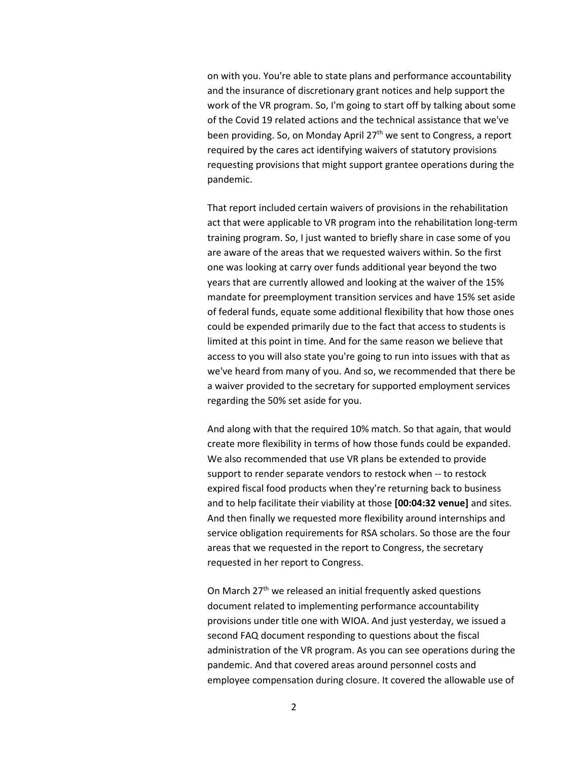on with you. You're able to state plans and performance accountability and the insurance of discretionary grant notices and help support the work of the VR program. So, I'm going to start off by talking about some of the Covid 19 related actions and the technical assistance that we've been providing. So, on Monday April 27th we sent to Congress, a report required by the cares act identifying waivers of statutory provisions requesting provisions that might support grantee operations during the pandemic.

That report included certain waivers of provisions in the rehabilitation act that were applicable to VR program into the rehabilitation long-term training program. So, I just wanted to briefly share in case some of you are aware of the areas that we requested waivers within. So the first one was looking at carry over funds additional year beyond the two years that are currently allowed and looking at the waiver of the 15% mandate for preemployment transition services and have 15% set aside of federal funds, equate some additional flexibility that how those ones could be expended primarily due to the fact that access to students is limited at this point in time. And for the same reason we believe that access to you will also state you're going to run into issues with that as we've heard from many of you. And so, we recommended that there be a waiver provided to the secretary for supported employment services regarding the 50% set aside for you.

And along with that the required 10% match. So that again, that would create more flexibility in terms of how those funds could be expanded. We also recommended that use VR plans be extended to provide support to render separate vendors to restock when -- to restock expired fiscal food products when they're returning back to business and to help facilitate their viability at those **[00:04:32 venue]** and sites. And then finally we requested more flexibility around internships and service obligation requirements for RSA scholars. So those are the four areas that we requested in the report to Congress, the secretary requested in her report to Congress.

On March 27th we released an initial frequently asked questions document related to implementing performance accountability provisions under title one with WIOA. And just yesterday, we issued a second FAQ document responding to questions about the fiscal administration of the VR program. As you can see operations during the pandemic. And that covered areas around personnel costs and employee compensation during closure. It covered the allowable use of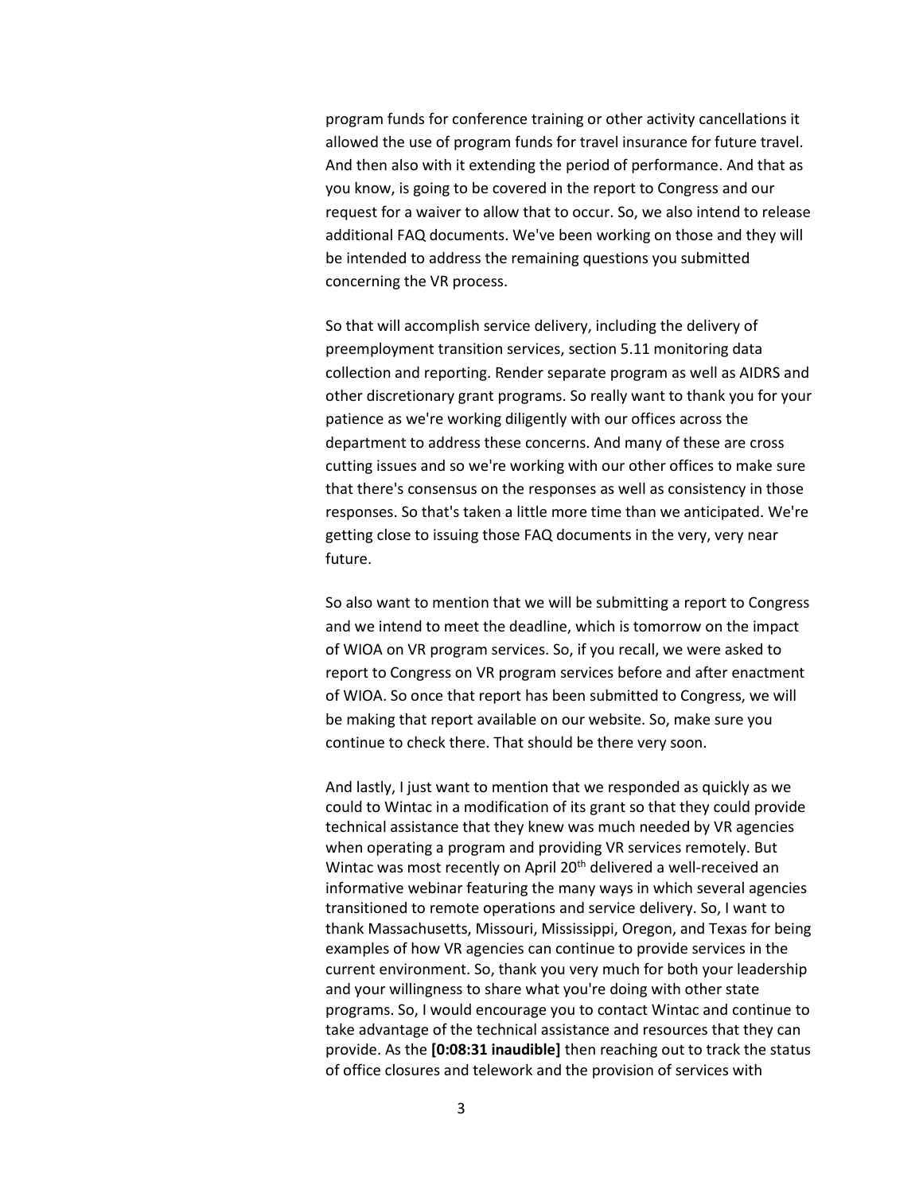program funds for conference training or other activity cancellations it allowed the use of program funds for travel insurance for future travel. And then also with it extending the period of performance. And that as you know, is going to be covered in the report to Congress and our request for a waiver to allow that to occur. So, we also intend to release additional FAQ documents. We've been working on those and they will be intended to address the remaining questions you submitted concerning the VR process.

So that will accomplish service delivery, including the delivery of preemployment transition services, section 5.11 monitoring data collection and reporting. Render separate program as well as AIDRS and other discretionary grant programs. So really want to thank you for your patience as we're working diligently with our offices across the department to address these concerns. And many of these are cross cutting issues and so we're working with our other offices to make sure that there's consensus on the responses as well as consistency in those responses. So that's taken a little more time than we anticipated. We're getting close to issuing those FAQ documents in the very, very near future.

So also want to mention that we will be submitting a report to Congress and we intend to meet the deadline, which is tomorrow on the impact of WIOA on VR program services. So, if you recall, we were asked to report to Congress on VR program services before and after enactment of WIOA. So once that report has been submitted to Congress, we will be making that report available on our website. So, make sure you continue to check there. That should be there very soon.

And lastly, I just want to mention that we responded as quickly as we could to Wintac in a modification of its grant so that they could provide technical assistance that they knew was much needed by VR agencies when operating a program and providing VR services remotely. But Wintac was most recently on April 20th delivered a well-received an informative webinar featuring the many ways in which several agencies transitioned to remote operations and service delivery. So, I want to thank Massachusetts, Missouri, Mississippi, Oregon, and Texas for being examples of how VR agencies can continue to provide services in the current environment. So, thank you very much for both your leadership and your willingness to share what you're doing with other state programs. So, I would encourage you to contact Wintac and continue to take advantage of the technical assistance and resources that they can provide. As the **[0:08:31 inaudible]** then reaching out to track the status of office closures and telework and the provision of services with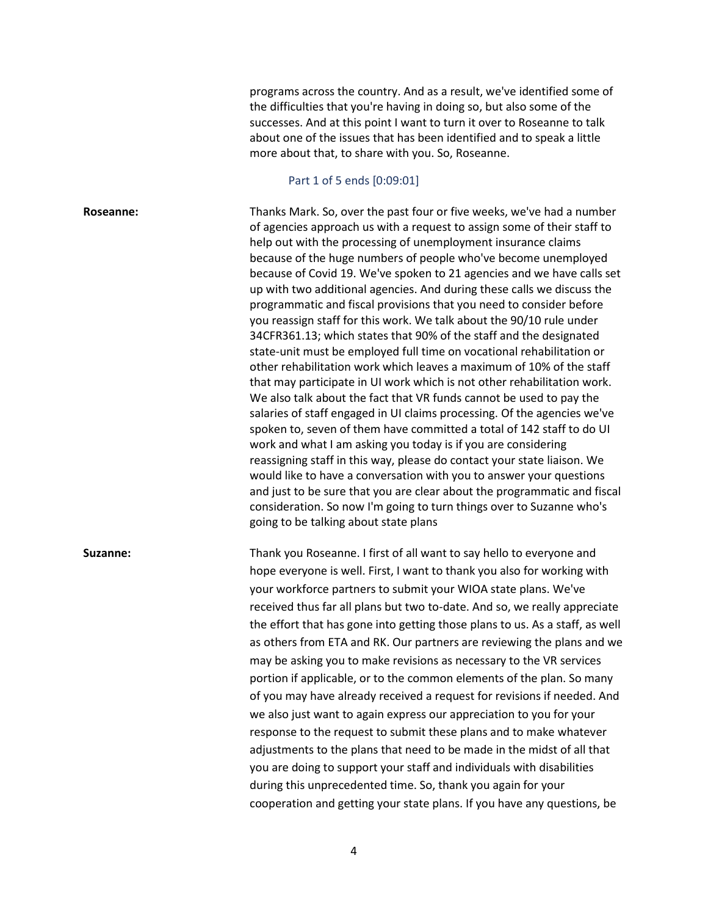programs across the country. And as a result, we've identified some of the difficulties that you're having in doing so, but also some of the successes. And at this point I want to turn it over to Roseanne to talk about one of the issues that has been identified and to speak a little more about that, to share with you. So, Roseanne.

Part 1 of 5 ends [0:09:01]

**Roseanne:** Thanks Mark. So, over the past four or five weeks, we've had a number of agencies approach us with a request to assign some of their staff to help out with the processing of unemployment insurance claims because of the huge numbers of people who've become unemployed because of Covid 19. We've spoken to 21 agencies and we have calls set up with two additional agencies. And during these calls we discuss the programmatic and fiscal provisions that you need to consider before you reassign staff for this work. We talk about the 90/10 rule under 34CFR361.13; which states that 90% of the staff and the designated state-unit must be employed full time on vocational rehabilitation or other rehabilitation work which leaves a maximum of 10% of the staff that may participate in UI work which is not other rehabilitation work. We also talk about the fact that VR funds cannot be used to pay the salaries of staff engaged in UI claims processing. Of the agencies we've spoken to, seven of them have committed a total of 142 staff to do UI work and what I am asking you today is if you are considering reassigning staff in this way, please do contact your state liaison. We would like to have a conversation with you to answer your questions and just to be sure that you are clear about the programmatic and fiscal consideration. So now I'm going to turn things over to Suzanne who's going to be talking about state plans

**Suzanne:** Thank you Roseanne. I first of all want to say hello to everyone and hope everyone is well. First, I want to thank you also for working with your workforce partners to submit your WIOA state plans. We've received thus far all plans but two to-date. And so, we really appreciate the effort that has gone into getting those plans to us. As a staff, as well as others from ETA and RK. Our partners are reviewing the plans and we may be asking you to make revisions as necessary to the VR services portion if applicable, or to the common elements of the plan. So many of you may have already received a request for revisions if needed. And we also just want to again express our appreciation to you for your response to the request to submit these plans and to make whatever adjustments to the plans that need to be made in the midst of all that you are doing to support your staff and individuals with disabilities during this unprecedented time. So, thank you again for your cooperation and getting your state plans. If you have any questions, be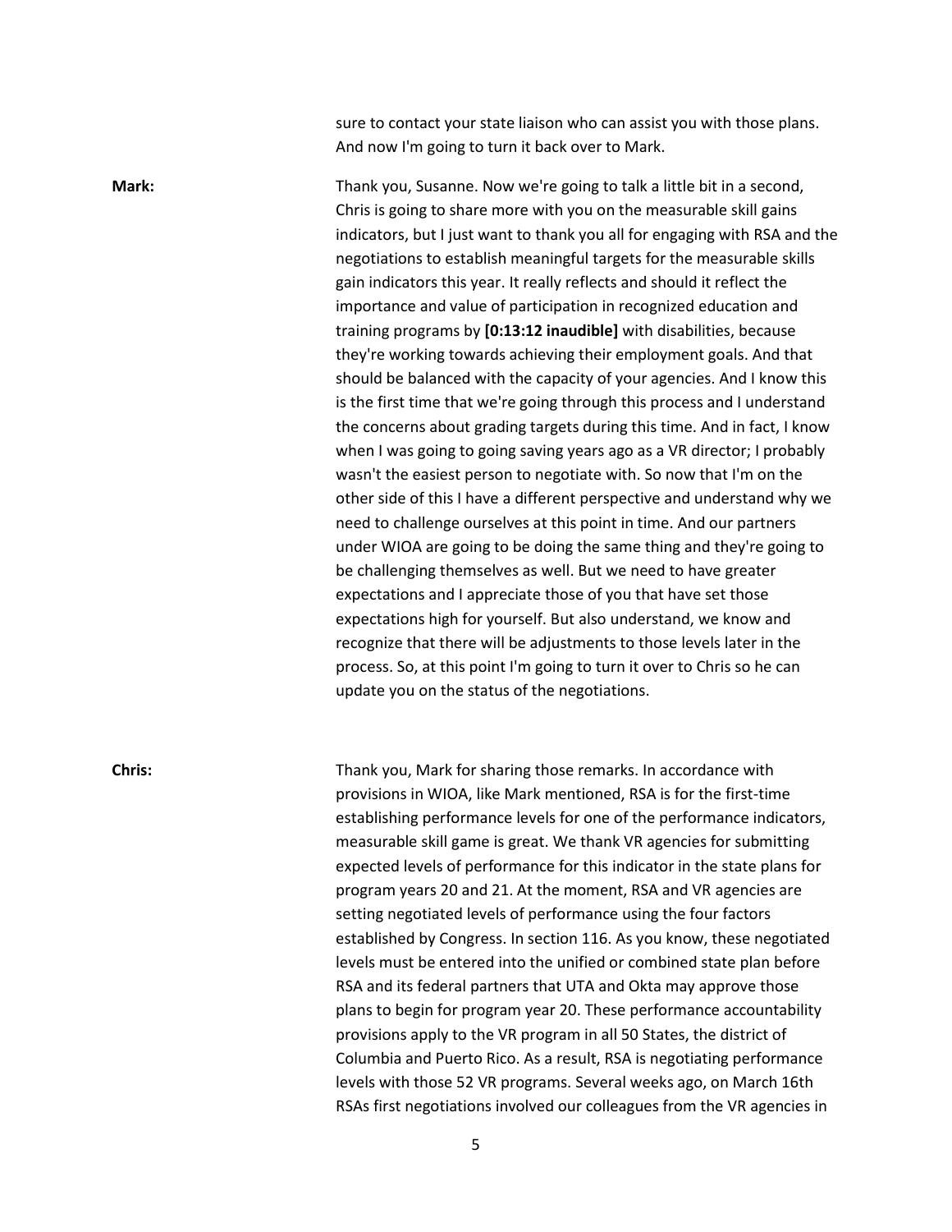sure to contact your state liaison who can assist you with those plans. And now I'm going to turn it back over to Mark.

**Mark:** Thank you, Susanne. Now we're going to talk a little bit in a second, Chris is going to share more with you on the measurable skill gains indicators, but I just want to thank you all for engaging with RSA and the negotiations to establish meaningful targets for the measurable skills gain indicators this year. It really reflects and should it reflect the importance and value of participation in recognized education and training programs by **[0:13:12 inaudible]** with disabilities, because they're working towards achieving their employment goals. And that should be balanced with the capacity of your agencies. And I know this is the first time that we're going through this process and I understand the concerns about grading targets during this time. And in fact, I know when I was going to going saving years ago as a VR director; I probably wasn't the easiest person to negotiate with. So now that I'm on the other side of this I have a different perspective and understand why we need to challenge ourselves at this point in time. And our partners under WIOA are going to be doing the same thing and they're going to be challenging themselves as well. But we need to have greater expectations and I appreciate those of you that have set those expectations high for yourself. But also understand, we know and recognize that there will be adjustments to those levels later in the process. So, at this point I'm going to turn it over to Chris so he can update you on the status of the negotiations.

**Chris:** Thank you, Mark for sharing those remarks. In accordance with provisions in WIOA, like Mark mentioned, RSA is for the first-time establishing performance levels for one of the performance indicators, measurable skill game is great. We thank VR agencies for submitting expected levels of performance for this indicator in the state plans for program years 20 and 21. At the moment, RSA and VR agencies are setting negotiated levels of performance using the four factors established by Congress. In section 116. As you know, these negotiated levels must be entered into the unified or combined state plan before RSA and its federal partners that UTA and Okta may approve those plans to begin for program year 20. These performance accountability provisions apply to the VR program in all 50 States, the district of Columbia and Puerto Rico. As a result, RSA is negotiating performance levels with those 52 VR programs. Several weeks ago, on March 16th RSAs first negotiations involved our colleagues from the VR agencies in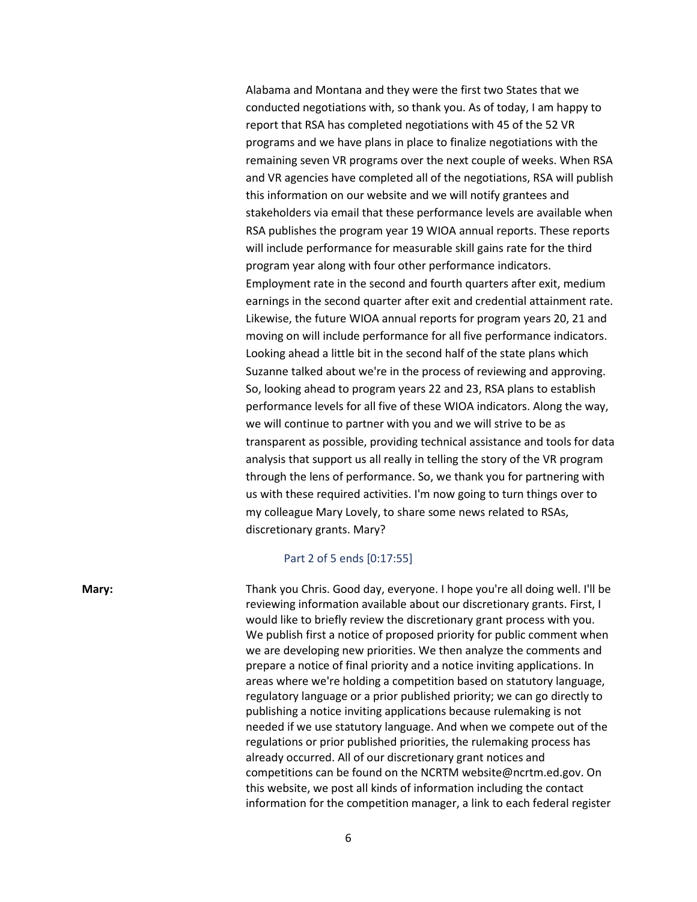Alabama and Montana and they were the first two States that we conducted negotiations with, so thank you. As of today, I am happy to report that RSA has completed negotiations with 45 of the 52 VR programs and we have plans in place to finalize negotiations with the remaining seven VR programs over the next couple of weeks. When RSA and VR agencies have completed all of the negotiations, RSA will publish this information on our website and we will notify grantees and stakeholders via email that these performance levels are available when RSA publishes the program year 19 WIOA annual reports. These reports will include performance for measurable skill gains rate for the third program year along with four other performance indicators. Employment rate in the second and fourth quarters after exit, medium earnings in the second quarter after exit and credential attainment rate. Likewise, the future WIOA annual reports for program years 20, 21 and moving on will include performance for all five performance indicators. Looking ahead a little bit in the second half of the state plans which Suzanne talked about we're in the process of reviewing and approving. So, looking ahead to program years 22 and 23, RSA plans to establish performance levels for all five of these WIOA indicators. Along the way, we will continue to partner with you and we will strive to be as transparent as possible, providing technical assistance and tools for data analysis that support us all really in telling the story of the VR program through the lens of performance. So, we thank you for partnering with us with these required activities. I'm now going to turn things over to my colleague Mary Lovely, to share some news related to RSAs, discretionary grants. Mary?

Part 2 of 5 ends [0:17:55]

**Mary:** Thank you Chris. Good day, everyone. I hope you're all doing well. I'll be reviewing information available about our discretionary grants. First, I would like to briefly review the discretionary grant process with you. We publish first a notice of proposed priority for public comment when we are developing new priorities. We then analyze the comments and prepare a notice of final priority and a notice inviting applications. In areas where we're holding a competition based on statutory language, regulatory language or a prior published priority; we can go directly to publishing a notice inviting applications because rulemaking is not needed if we use statutory language. And when we compete out of the regulations or prior published priorities, the rulemaking process has already occurred. All of our discretionary grant notices and competitions can be found on the NCRTM website@ncrtm.ed.gov. On this website, we post all kinds of information including the contact information for the competition manager, a link to each federal register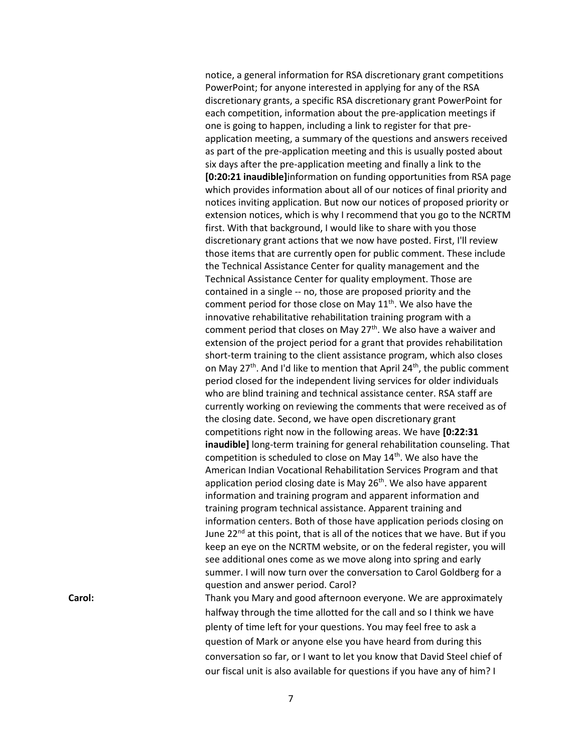notice, a general information for RSA discretionary grant competitions PowerPoint; for anyone interested in applying for any of the RSA discretionary grants, a specific RSA discretionary grant PowerPoint for each competition, information about the pre-application meetings if one is going to happen, including a link to register for that pre-application meeting, a summary of the questions and answers received as part of the pre-application meeting and this is usually posted about six days after the pre-application meeting and finally a link to the **[0:20:21 inaudible]**information on funding opportunities from RSA page which provides information about all of our notices of final priority and notices inviting application. But now our notices of proposed priority or extension notices, which is why I recommend that you go to the NCRTM first. With that background, I would like to share with you those discretionary grant actions that we now have posted. First, I'll review those items that are currently open for public comment. These include the Technical Assistance Center for quality management and the Technical Assistance Center for quality employment. Those are contained in a single -- no, those are proposed priority and the comment period for those close on May 11th. We also have the innovative rehabilitative rehabilitation training program with a comment period that closes on May 27th. We also have a waiver and extension of the project period for a grant that provides rehabilitation short-term training to the client assistance program, which also closes on May 27th. And I'd like to mention that April 24th, the public comment period closed for the independent living services for older individuals who are blind training and technical assistance center. RSA staff are currently working on reviewing the comments that were received as of the closing date. Second, we have open discretionary grant competitions right now in the following areas. We have **[0:22:31 inaudible]** long-term training for general rehabilitation counseling. That competition is scheduled to close on May 14th. We also have the American Indian Vocational Rehabilitation Services Program and that application period closing date is May 26th. We also have apparent information and training program and apparent information and training program technical assistance. Apparent training and information centers. Both of those have application periods closing on June 22nd at this point, that is all of the notices that we have. But if you keep an eye on the NCRTM website, or on the federal register, you will see additional ones come as we move along into spring and early summer. I will now turn over the conversation to Carol Goldberg for a question and answer period. Carol?

**Carol:** Thank you Mary and good afternoon everyone. We are approximately halfway through the time allotted for the call and so I think we have plenty of time left for your questions. You may feel free to ask a question of Mark or anyone else you have heard from during this conversation so far, or I want to let you know that David Steel chief of our fiscal unit is also available for questions if you have any of him? I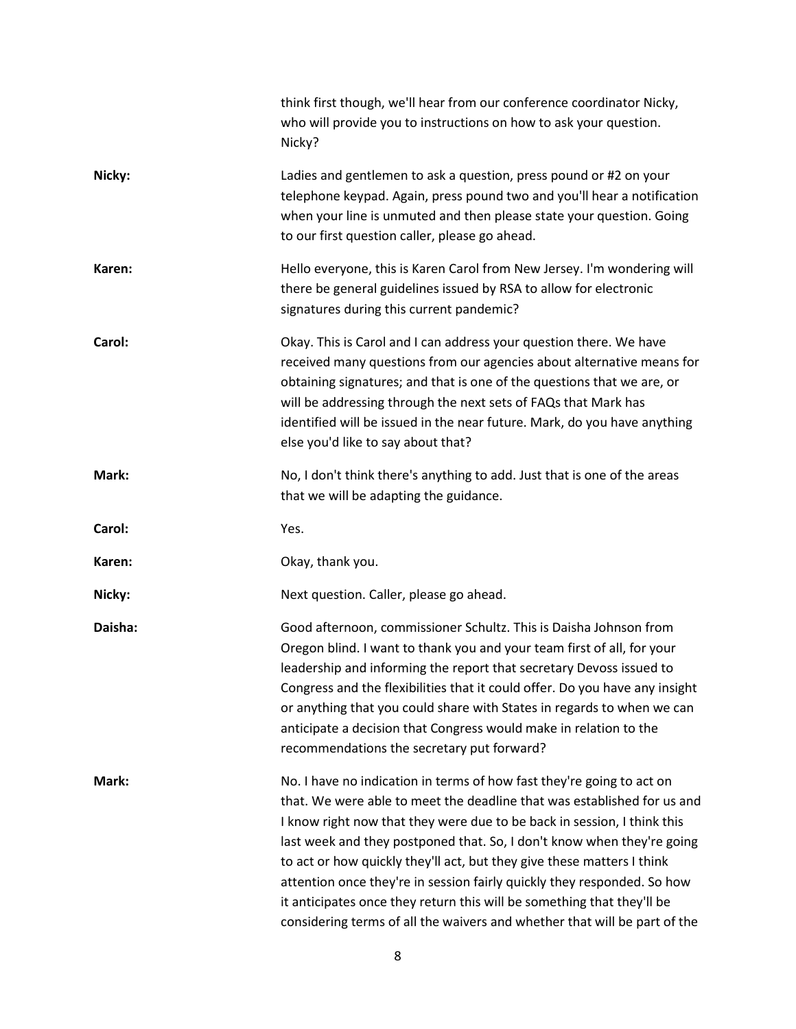think first though, we'll hear from our conference coordinator Nicky, who will provide you to instructions on how to ask your question. Nicky?

**Nicky:** Ladies and gentlemen to ask a question, press pound or #2 on your telephone keypad. Again, press pound two and you'll hear a notification when your line is unmuted and then please state your question. Going to our first question caller, please go ahead.

**Karen:** Hello everyone, this is Karen Carol from New Jersey. I'm wondering will there be general guidelines issued by RSA to allow for electronic signatures during this current pandemic?

**Carol:** Okay. This is Carol and I can address your question there. We have received many questions from our agencies about alternative means for obtaining signatures; and that is one of the questions that we are, or will be addressing through the next sets of FAQs that Mark has identified will be issued in the near future. Mark, do you have anything else you'd like to say about that?

**Mark:** No, I don't think there's anything to add. Just that is one of the areas that we will be adapting the guidance.

**Carol:** Yes.

**Karen:** Okay, thank you.

**Nicky:** Next question. Caller, please go ahead.

**Daisha:** Good afternoon, commissioner Schultz. This is Daisha Johnson from Oregon blind. I want to thank you and your team first of all, for your leadership and informing the report that secretary Devoss issued to Congress and the flexibilities that it could offer. Do you have any insight or anything that you could share with States in regards to when we can anticipate a decision that Congress would make in relation to the recommendations the secretary put forward?

**Mark:** No. I have no indication in terms of how fast they're going to act on that. We were able to meet the deadline that was established for us and I know right now that they were due to be back in session, I think this last week and they postponed that. So, I don't know when they're going to act or how quickly they'll act, but they give these matters I think attention once they're in session fairly quickly they responded. So how it anticipates once they return this will be something that they'll be considering terms of all the waivers and whether that will be part of the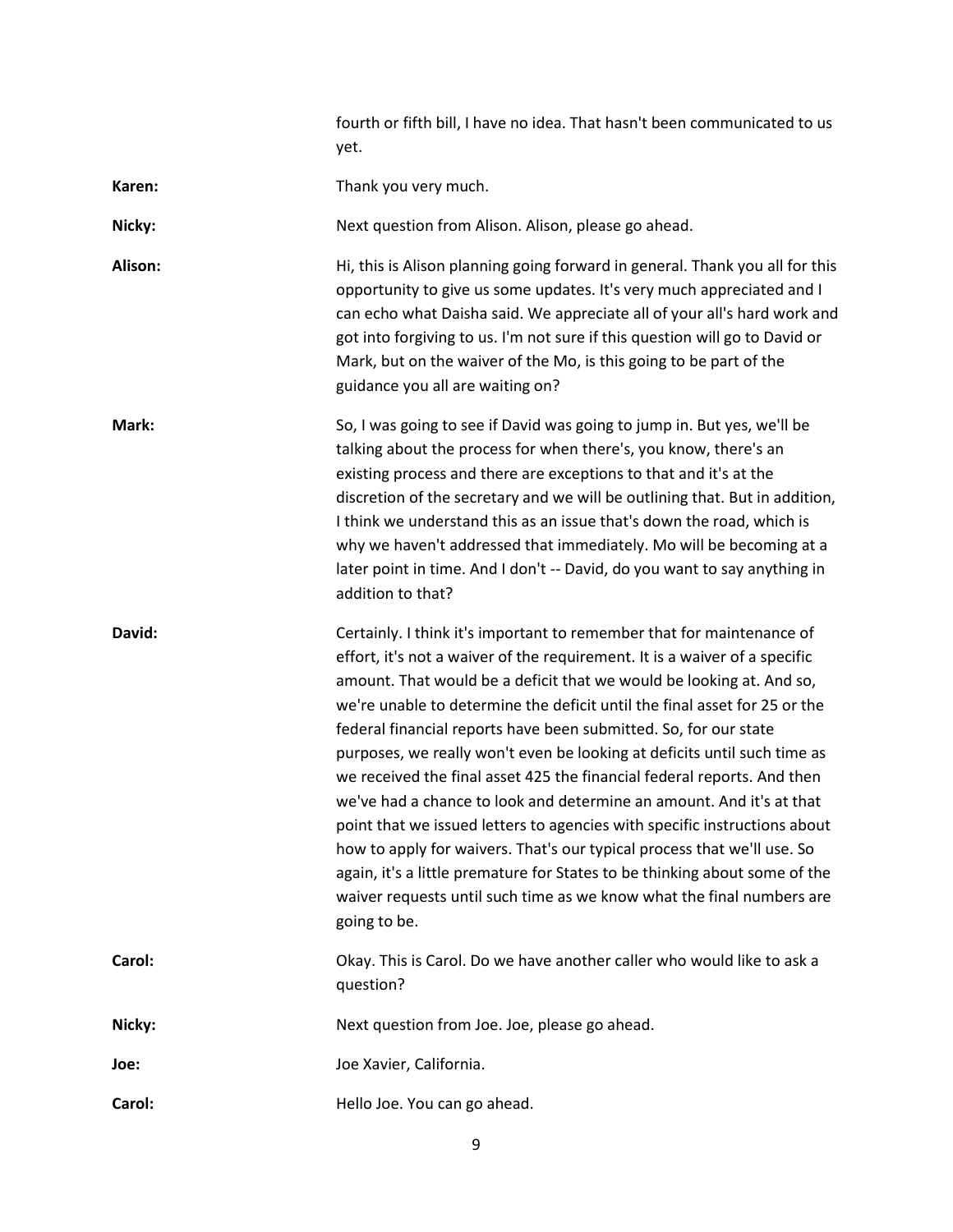fourth or fifth bill, I have no idea. That hasn't been communicated to us yet.

**Karen:** Thank you very much.

**Nicky:** Next question from Alison. Alison, please go ahead.

**Alison:** Hi, this is Alison planning going forward in general. Thank you all for this opportunity to give us some updates. It's very much appreciated and I can echo what Daisha said. We appreciate all of your all's hard work and got into forgiving to us. I'm not sure if this question will go to David or Mark, but on the waiver of the Mo, is this going to be part of the guidance you all are waiting on?

**Mark:** So, I was going to see if David was going to jump in. But yes, we'll be talking about the process for when there's, you know, there's an existing process and there are exceptions to that and it's at the discretion of the secretary and we will be outlining that. But in addition, I think we understand this as an issue that's down the road, which is why we haven't addressed that immediately. Mo will be becoming at a later point in time. And I don't -- David, do you want to say anything in addition to that?

**David:** Certainly. I think it's important to remember that for maintenance of effort, it's not a waiver of the requirement. It is a waiver of a specific amount. That would be a deficit that we would be looking at. And so, we're unable to determine the deficit until the final asset for 25 or the federal financial reports have been submitted. So, for our state purposes, we really won't even be looking at deficits until such time as we received the final asset 425 the financial federal reports. And then we've had a chance to look and determine an amount. And it's at that point that we issued letters to agencies with specific instructions about how to apply for waivers. That's our typical process that we'll use. So again, it's a little premature for States to be thinking about some of the waiver requests until such time as we know what the final numbers are going to be.

**Carol:** Okay. This is Carol. Do we have another caller who would like to ask a question?

**Nicky:** Next question from Joe. Joe, please go ahead.

**Joe:** Joe Xavier, California.

**Carol:** Hello Joe. You can go ahead.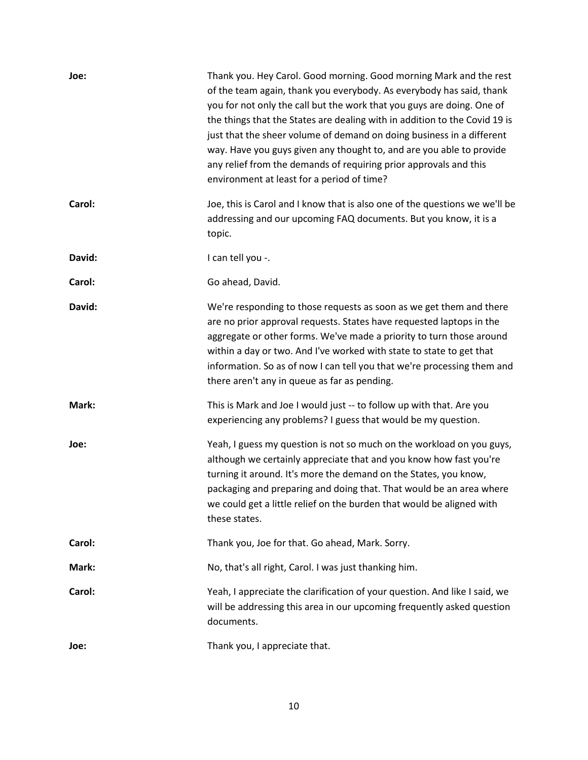**Joe:** Thank you. Hey Carol. Good morning. Good morning Mark and the rest of the team again, thank you everybody. As everybody has said, thank you for not only the call but the work that you guys are doing. One of the things that the States are dealing with in addition to the Covid 19 is just that the sheer volume of demand on doing business in a different way. Have you guys given any thought to, and are you able to provide any relief from the demands of requiring prior approvals and this environment at least for a period of time?

**Carol:** Joe, this is Carol and I know that is also one of the questions we we'll be addressing and our upcoming FAQ documents. But you know, it is a topic.

**David:** I can tell you -.

**Carol:** Go ahead, David.

**David:** We're responding to those requests as soon as we get them and there are no prior approval requests. States have requested laptops in the aggregate or other forms. We've made a priority to turn those around within a day or two. And I've worked with state to state to get that information. So as of now I can tell you that we're processing them and there aren't any in queue as far as pending.

**Mark:** This is Mark and Joe I would just -- to follow up with that. Are you experiencing any problems? I guess that would be my question.

**Joe:** Yeah, I guess my question is not so much on the workload on you guys, although we certainly appreciate that and you know how fast you're turning it around. It's more the demand on the States, you know, packaging and preparing and doing that. That would be an area where we could get a little relief on the burden that would be aligned with these states.

**Carol:** Thank you, Joe for that. Go ahead, Mark. Sorry.

**Mark:** No, that's all right, Carol. I was just thanking him.

**Carol:** Yeah, I appreciate the clarification of your question. And like I said, we will be addressing this area in our upcoming frequently asked question documents.

**Joe:** Thank you, I appreciate that.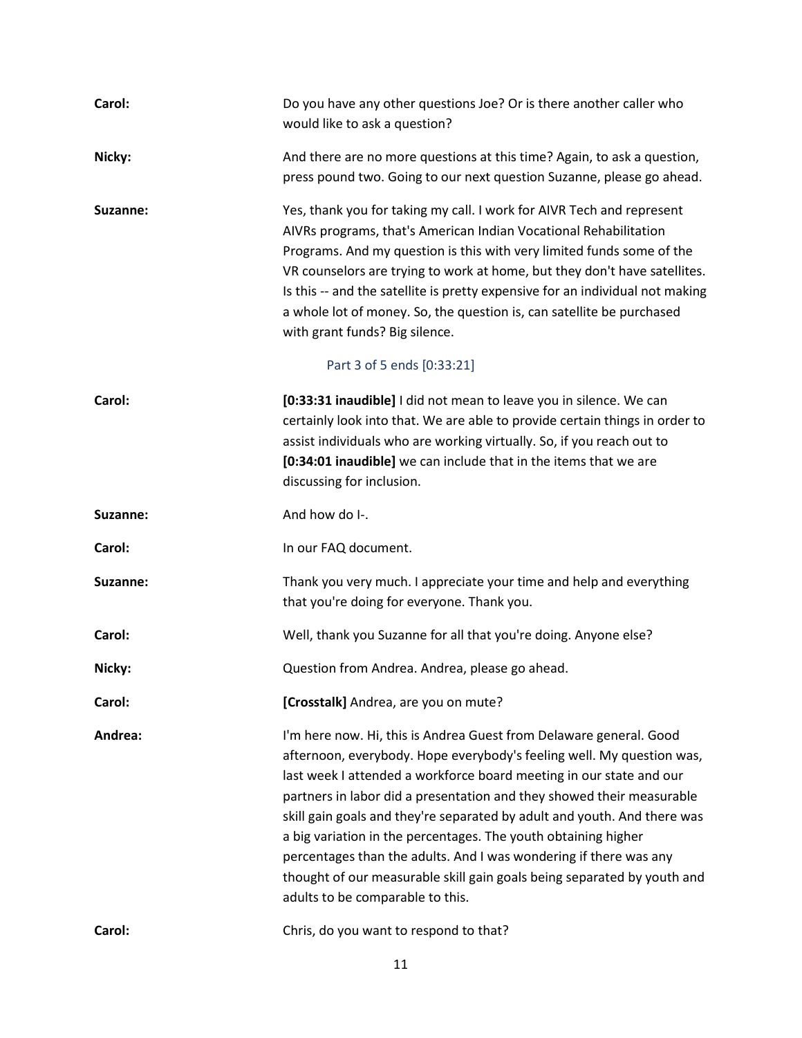**Carol:** Do you have any other questions Joe? Or is there another caller who would like to ask a question?

**Nicky:** And there are no more questions at this time? Again, to ask a question, press pound two. Going to our next question Suzanne, please go ahead.

**Suzanne:** Yes, thank you for taking my call. I work for AIVR Tech and represent AIVRs programs, that's American Indian Vocational Rehabilitation Programs. And my question is this with very limited funds some of the VR counselors are trying to work at home, but they don't have satellites. Is this -- and the satellite is pretty expensive for an individual not making a whole lot of money. So, the question is, can satellite be purchased with grant funds? Big silence.

Part 3 of 5 ends [0:33:21]

**Carol:** **[0:33:31 inaudible]** I did not mean to leave you in silence. We can certainly look into that. We are able to provide certain things in order to assist individuals who are working virtually. So, if you reach out to **[0:34:01 inaudible]** we can include that in the items that we are discussing for inclusion.

**Suzanne:** And how do I-.

**Carol:** In our FAQ document.

**Suzanne:** Thank you very much. I appreciate your time and help and everything that you're doing for everyone. Thank you.

**Carol:** Well, thank you Suzanne for all that you're doing. Anyone else?

**Nicky:** Question from Andrea. Andrea, please go ahead.

**Carol:** **[Crosstalk]** Andrea, are you on mute?

**Andrea:** I'm here now. Hi, this is Andrea Guest from Delaware general. Good afternoon, everybody. Hope everybody's feeling well. My question was, last week I attended a workforce board meeting in our state and our partners in labor did a presentation and they showed their measurable skill gain goals and they're separated by adult and youth. And there was a big variation in the percentages. The youth obtaining higher percentages than the adults. And I was wondering if there was any thought of our measurable skill gain goals being separated by youth and adults to be comparable to this.

**Carol:** Chris, do you want to respond to that?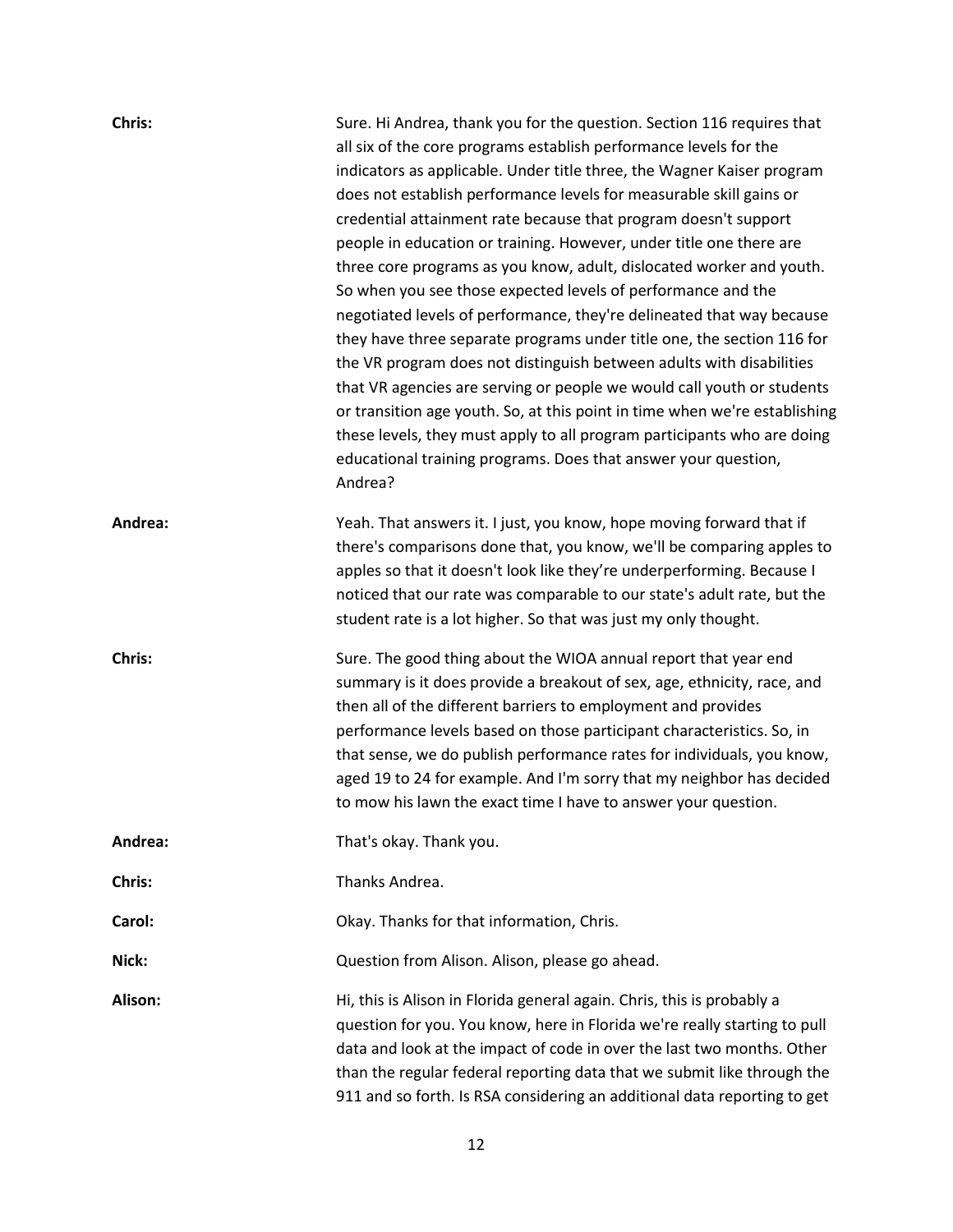**Chris:** Sure. Hi Andrea, thank you for the question. Section 116 requires that all six of the core programs establish performance levels for the indicators as applicable. Under title three, the Wagner Kaiser program does not establish performance levels for measurable skill gains or credential attainment rate because that program doesn't support people in education or training. However, under title one there are three core programs as you know, adult, dislocated worker and youth. So when you see those expected levels of performance and the negotiated levels of performance, they're delineated that way because they have three separate programs under title one, the section 116 for the VR program does not distinguish between adults with disabilities that VR agencies are serving or people we would call youth or students or transition age youth. So, at this point in time when we're establishing these levels, they must apply to all program participants who are doing educational training programs. Does that answer your question, Andrea?

**Andrea:** Yeah. That answers it. I just, you know, hope moving forward that if there's comparisons done that, you know, we'll be comparing apples to apples so that it doesn't look like they're underperforming. Because I noticed that our rate was comparable to our state's adult rate, but the student rate is a lot higher. So that was just my only thought.

**Chris:** Sure. The good thing about the WIOA annual report that year end summary is it does provide a breakout of sex, age, ethnicity, race, and then all of the different barriers to employment and provides performance levels based on those participant characteristics. So, in that sense, we do publish performance rates for individuals, you know, aged 19 to 24 for example. And I'm sorry that my neighbor has decided to mow his lawn the exact time I have to answer your question.

**Andrea:** That's okay. Thank you.

**Chris:** Thanks Andrea.

**Carol:** Okay. Thanks for that information, Chris.

**Nick:** Question from Alison. Alison, please go ahead.

**Alison:** Hi, this is Alison in Florida general again. Chris, this is probably a question for you. You know, here in Florida we're really starting to pull data and look at the impact of code in over the last two months. Other than the regular federal reporting data that we submit like through the 911 and so forth. Is RSA considering an additional data reporting to get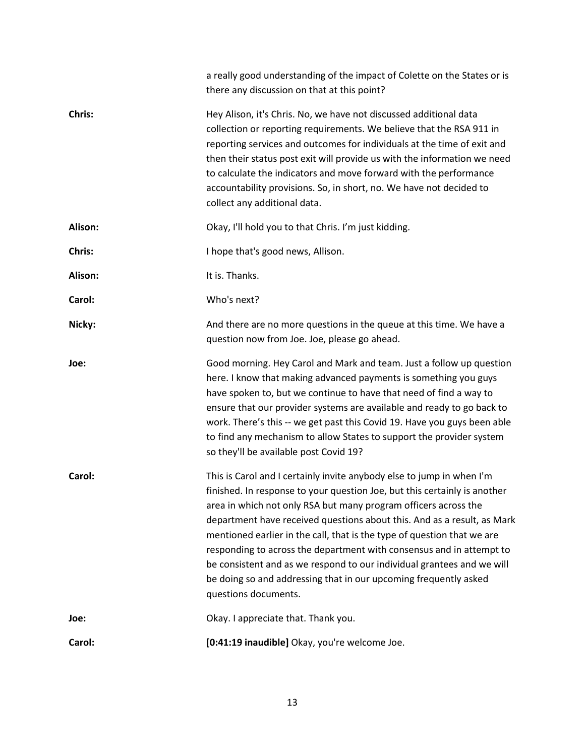a really good understanding of the impact of Colette on the States or is there any discussion on that at this point?

**Chris:** Hey Alison, it's Chris. No, we have not discussed additional data collection or reporting requirements. We believe that the RSA 911 in reporting services and outcomes for individuals at the time of exit and then their status post exit will provide us with the information we need to calculate the indicators and move forward with the performance accountability provisions. So, in short, no. We have not decided to collect any additional data.

**Alison:** Okay, I'll hold you to that Chris. I'm just kidding.

**Chris:** I hope that's good news, Allison.

**Alison:** It is. Thanks.

**Carol:** Who's next?

**Nicky:** And there are no more questions in the queue at this time. We have a question now from Joe. Joe, please go ahead.

**Joe:** Good morning. Hey Carol and Mark and team. Just a follow up question here. I know that making advanced payments is something you guys have spoken to, but we continue to have that need of find a way to ensure that our provider systems are available and ready to go back to work. There's this -- we get past this Covid 19. Have you guys been able to find any mechanism to allow States to support the provider system so they'll be available post Covid 19?

**Carol:** This is Carol and I certainly invite anybody else to jump in when I'm finished. In response to your question Joe, but this certainly is another area in which not only RSA but many program officers across the department have received questions about this. And as a result, as Mark mentioned earlier in the call, that is the type of question that we are responding to across the department with consensus and in attempt to be consistent and as we respond to our individual grantees and we will be doing so and addressing that in our upcoming frequently asked questions documents.

**Joe:** Okay. I appreciate that. Thank you.

**Carol:** **[0:41:19 inaudible]** Okay, you're welcome Joe.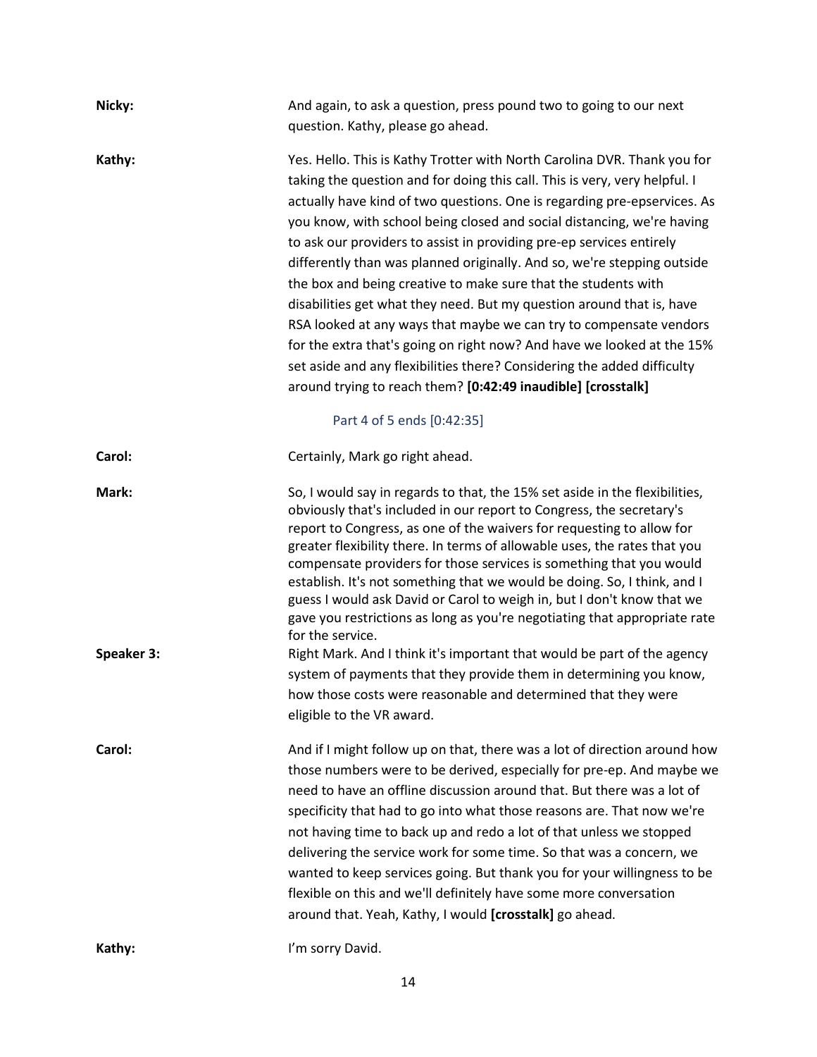**Nicky:** And again, to ask a question, press pound two to going to our next question. Kathy, please go ahead.

**Kathy:** Yes. Hello. This is Kathy Trotter with North Carolina DVR. Thank you for taking the question and for doing this call. This is very, very helpful. I actually have kind of two questions. One is regarding pre-epservices. As you know, with school being closed and social distancing, we're having to ask our providers to assist in providing pre-ep services entirely differently than was planned originally. And so, we're stepping outside the box and being creative to make sure that the students with disabilities get what they need. But my question around that is, have RSA looked at any ways that maybe we can try to compensate vendors for the extra that's going on right now? And have we looked at the 15% set aside and any flexibilities there? Considering the added difficulty around trying to reach them? **[0:42:49 inaudible] [crosstalk]**

Part 4 of 5 ends [0:42:35]

**Carol:** Certainly, Mark go right ahead.

**Mark:** So, I would say in regards to that, the 15% set aside in the flexibilities, obviously that's included in our report to Congress, the secretary's report to Congress, as one of the waivers for requesting to allow for greater flexibility there. In terms of allowable uses, the rates that you compensate providers for those services is something that you would establish. It's not something that we would be doing. So, I think, and I guess I would ask David or Carol to weigh in, but I don't know that we gave you restrictions as long as you're negotiating that appropriate rate for the service.

**Speaker 3:** Right Mark. And I think it's important that would be part of the agency system of payments that they provide them in determining you know, how those costs were reasonable and determined that they were eligible to the VR award.

**Carol:** And if I might follow up on that, there was a lot of direction around how those numbers were to be derived, especially for pre-ep. And maybe we need to have an offline discussion around that. But there was a lot of specificity that had to go into what those reasons are. That now we're not having time to back up and redo a lot of that unless we stopped delivering the service work for some time. So that was a concern, we wanted to keep services going. But thank you for your willingness to be flexible on this and we'll definitely have some more conversation around that. Yeah, Kathy, I would **[crosstalk]** go ahead.

**Kathy:** I'm sorry David.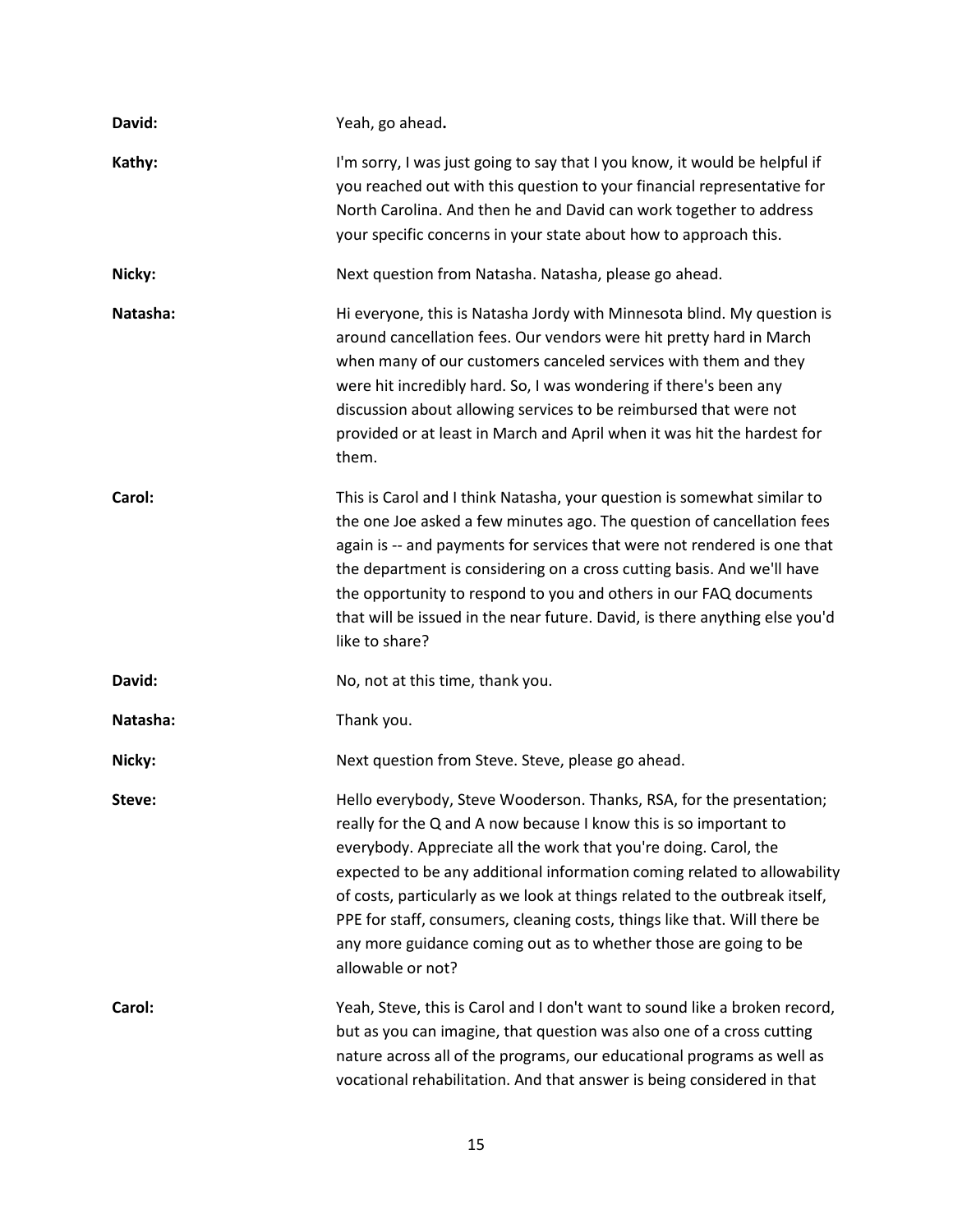**David:** Yeah, go ahead**.**

**Kathy:** I'm sorry, I was just going to say that I you know, it would be helpful if you reached out with this question to your financial representative for North Carolina. And then he and David can work together to address your specific concerns in your state about how to approach this.

**Nicky:** Next question from Natasha. Natasha, please go ahead.

**Natasha:** Hi everyone, this is Natasha Jordy with Minnesota blind. My question is around cancellation fees. Our vendors were hit pretty hard in March when many of our customers canceled services with them and they were hit incredibly hard. So, I was wondering if there's been any discussion about allowing services to be reimbursed that were not provided or at least in March and April when it was hit the hardest for them.

**Carol:** This is Carol and I think Natasha, your question is somewhat similar to the one Joe asked a few minutes ago. The question of cancellation fees again is -- and payments for services that were not rendered is one that the department is considering on a cross cutting basis. And we'll have the opportunity to respond to you and others in our FAQ documents that will be issued in the near future. David, is there anything else you'd like to share?

**David:** No, not at this time, thank you.

**Natasha:** Thank you.

**Nicky:** Next question from Steve. Steve, please go ahead.

**Steve:** Hello everybody, Steve Wooderson. Thanks, RSA, for the presentation; really for the Q and A now because I know this is so important to everybody. Appreciate all the work that you're doing. Carol, the expected to be any additional information coming related to allowability of costs, particularly as we look at things related to the outbreak itself, PPE for staff, consumers, cleaning costs, things like that. Will there be any more guidance coming out as to whether those are going to be allowable or not?

**Carol:** Yeah, Steve, this is Carol and I don't want to sound like a broken record, but as you can imagine, that question was also one of a cross cutting nature across all of the programs, our educational programs as well as vocational rehabilitation. And that answer is being considered in that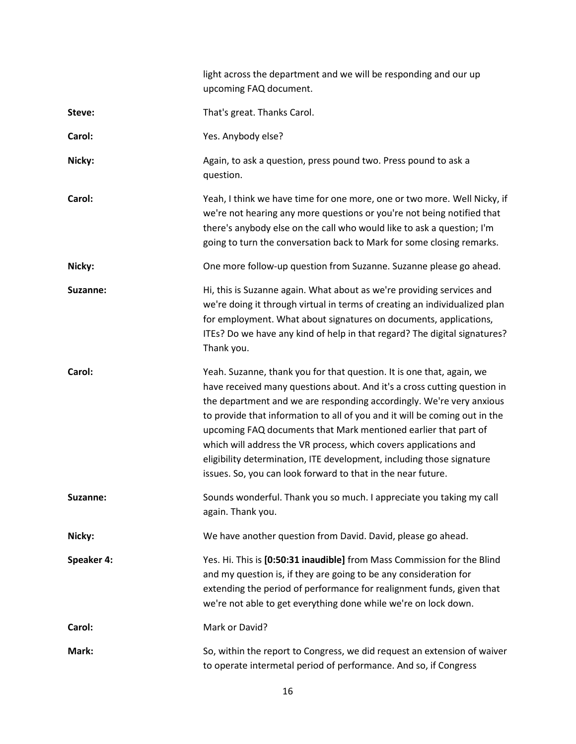light across the department and we will be responding and our up upcoming FAQ document.

**Steve:** That's great. Thanks Carol.

**Carol:** Yes. Anybody else?

**Nicky:** Again, to ask a question, press pound two. Press pound to ask a question.

**Carol:** Yeah, I think we have time for one more, one or two more. Well Nicky, if we're not hearing any more questions or you're not being notified that there's anybody else on the call who would like to ask a question; I'm going to turn the conversation back to Mark for some closing remarks.

**Nicky:** One more follow-up question from Suzanne. Suzanne please go ahead.

**Suzanne:** Hi, this is Suzanne again. What about as we're providing services and we're doing it through virtual in terms of creating an individualized plan for employment. What about signatures on documents, applications, ITEs? Do we have any kind of help in that regard? The digital signatures? Thank you.

**Carol:** Yeah. Suzanne, thank you for that question. It is one that, again, we have received many questions about. And it's a cross cutting question in the department and we are responding accordingly. We're very anxious to provide that information to all of you and it will be coming out in the upcoming FAQ documents that Mark mentioned earlier that part of which will address the VR process, which covers applications and eligibility determination, ITE development, including those signature issues. So, you can look forward to that in the near future.

**Suzanne:** Sounds wonderful. Thank you so much. I appreciate you taking my call again. Thank you.

**Nicky:** We have another question from David. David, please go ahead.

**Speaker 4:** Yes. Hi. This is **[0:50:31 inaudible]** from Mass Commission for the Blind and my question is, if they are going to be any consideration for extending the period of performance for realignment funds, given that we're not able to get everything done while we're on lock down.

**Carol:** Mark or David?

**Mark:** So, within the report to Congress, we did request an extension of waiver to operate intermetal period of performance. And so, if Congress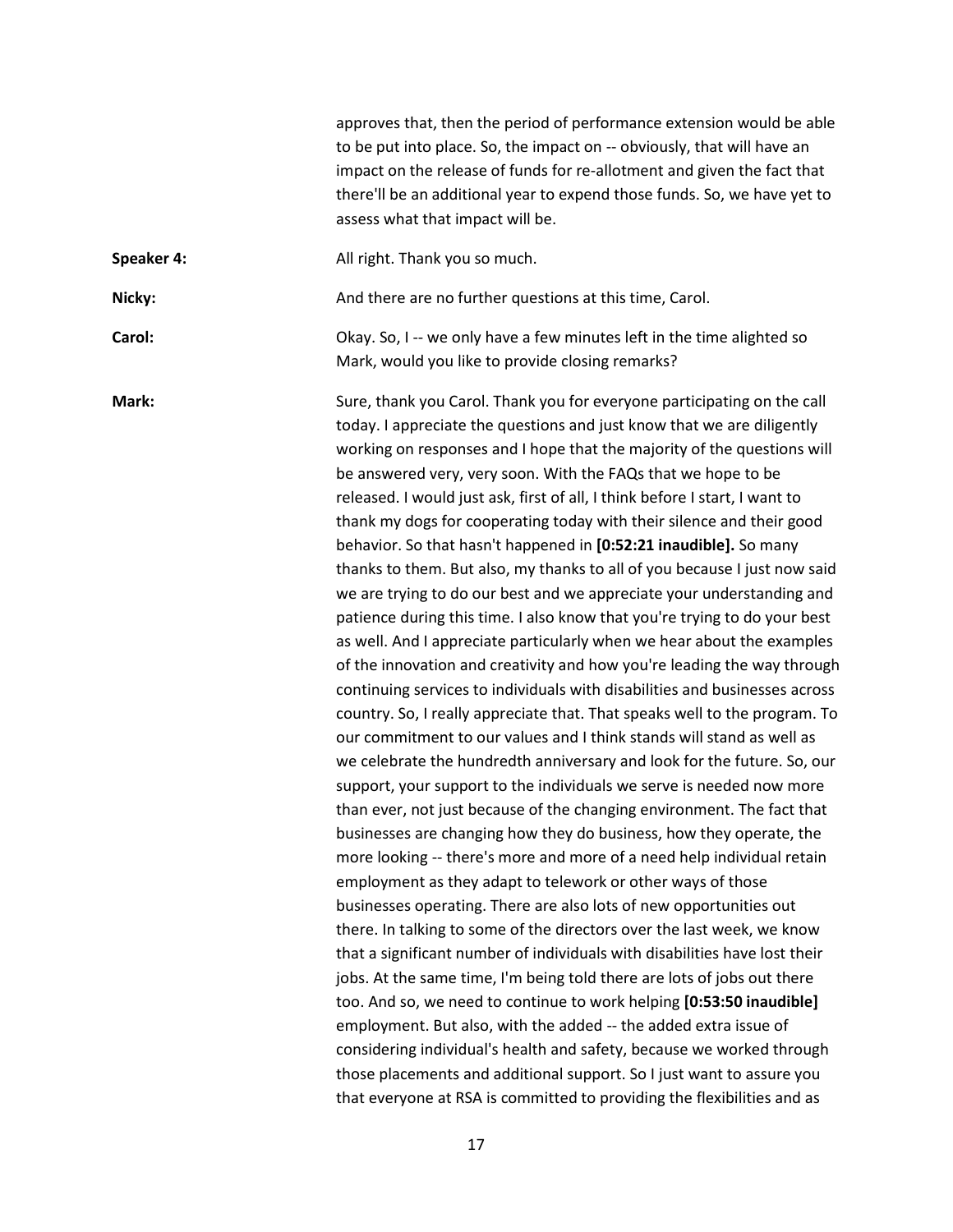approves that, then the period of performance extension would be able to be put into place. So, the impact on -- obviously, that will have an impact on the release of funds for re-allotment and given the fact that there'll be an additional year to expend those funds. So, we have yet to assess what that impact will be.

**Speaker 4:** All right. Thank you so much.

**Nicky:** And there are no further questions at this time, Carol.

**Carol:** Okay. So, I -- we only have a few minutes left in the time alighted so Mark, would you like to provide closing remarks?

**Mark:** Sure, thank you Carol. Thank you for everyone participating on the call today. I appreciate the questions and just know that we are diligently working on responses and I hope that the majority of the questions will be answered very, very soon. With the FAQs that we hope to be released. I would just ask, first of all, I think before I start, I want to thank my dogs for cooperating today with their silence and their good behavior. So that hasn't happened in **[0:52:21 inaudible].** So many thanks to them. But also, my thanks to all of you because I just now said we are trying to do our best and we appreciate your understanding and patience during this time. I also know that you're trying to do your best as well. And I appreciate particularly when we hear about the examples of the innovation and creativity and how you're leading the way through continuing services to individuals with disabilities and businesses across country. So, I really appreciate that. That speaks well to the program. To our commitment to our values and I think stands will stand as well as we celebrate the hundredth anniversary and look for the future. So, our support, your support to the individuals we serve is needed now more than ever, not just because of the changing environment. The fact that businesses are changing how they do business, how they operate, the more looking -- there's more and more of a need help individual retain employment as they adapt to telework or other ways of those businesses operating. There are also lots of new opportunities out there. In talking to some of the directors over the last week, we know that a significant number of individuals with disabilities have lost their jobs. At the same time, I'm being told there are lots of jobs out there too. And so, we need to continue to work helping **[0:53:50 inaudible]** employment. But also, with the added -- the added extra issue of considering individual's health and safety, because we worked through those placements and additional support. So I just want to assure you that everyone at RSA is committed to providing the flexibilities and as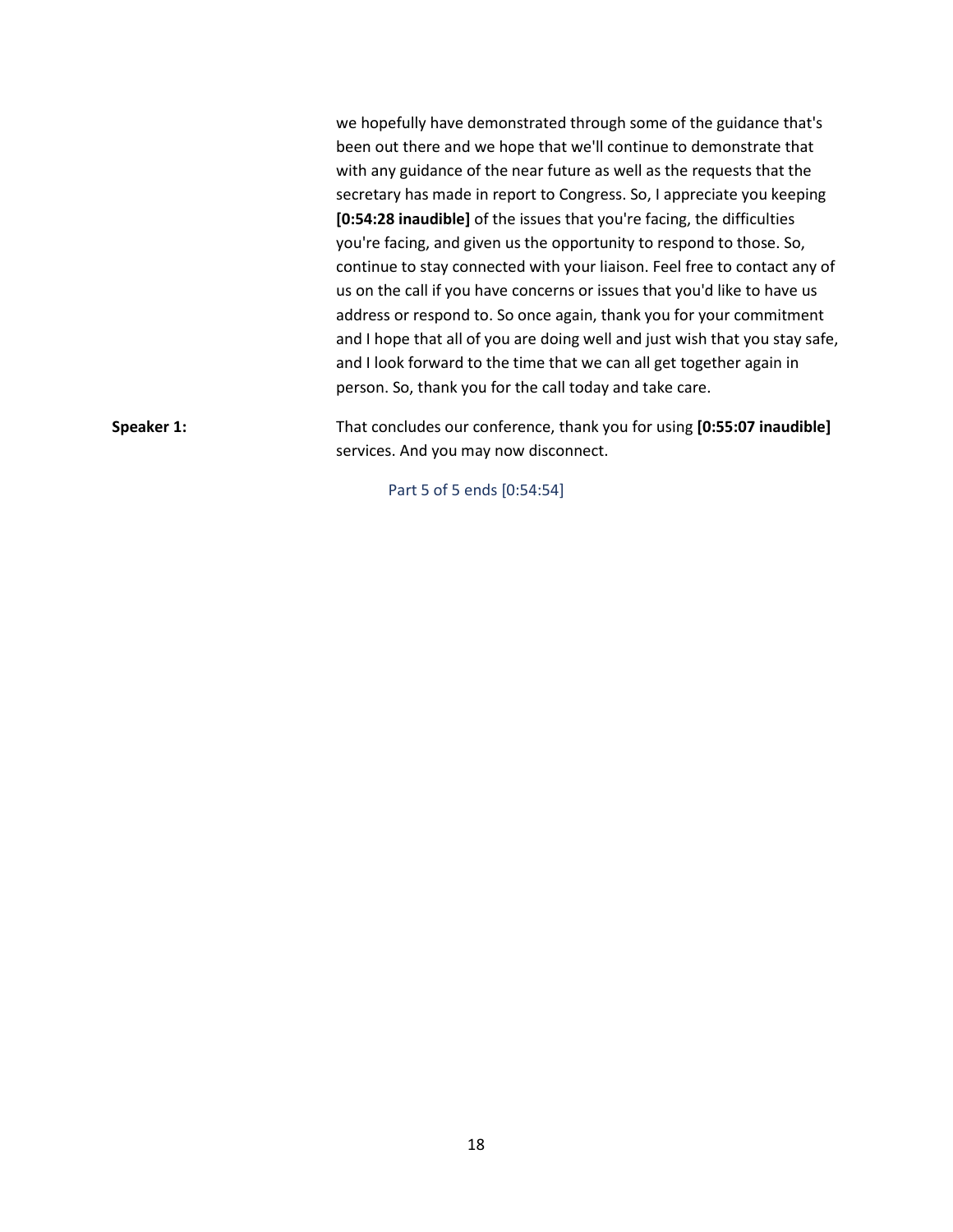we hopefully have demonstrated through some of the guidance that's been out there and we hope that we'll continue to demonstrate that with any guidance of the near future as well as the requests that the secretary has made in report to Congress. So, I appreciate you keeping **[0:54:28 inaudible]** of the issues that you're facing, the difficulties you're facing, and given us the opportunity to respond to those. So, continue to stay connected with your liaison. Feel free to contact any of us on the call if you have concerns or issues that you'd like to have us address or respond to. So once again, thank you for your commitment and I hope that all of you are doing well and just wish that you stay safe, and I look forward to the time that we can all get together again in person. So, thank you for the call today and take care.

**Speaker 1:** That concludes our conference, thank you for using **[0:55:07 inaudible]** services. And you may now disconnect.

Part 5 of 5 ends [0:54:54]